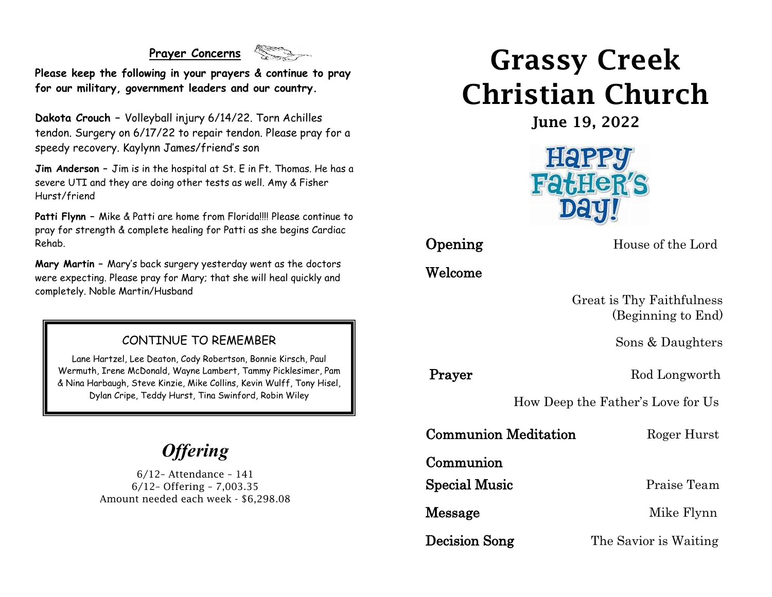## Prayer Concerns

**Please keep the following in your prayers & continue to pray for our military, government leaders and our country.**

**Dakota Crouch –** Volleyball injury 6/14/22. Torn Achilles tendon. Surgery on 6/17/22 to repair tendon. Please pray for a speedy recovery. Kaylynn James/friend's son

**Jim Anderson –** Jim is in the hospital at St. E in Ft. Thomas. He has a severe UTI and they are doing other tests as well. Amy & Fisher Hurst/friend

**Patti Flynn –** Mike & Patti are home from Florida!!!! Please continue to pray for strength & complete healing for Patti as she begins Cardiac Rehab.

**Mary Martin –** Mary's back surgery yesterday went as the doctors were expecting. Please pray for Mary; that she will heal quickly and completely. Noble Martin/Husband

### CONTINUE TO REMEMBER

Lane Hartzel, Lee Deaton, Cody Robertson, Bonnie Kirsch, Paul Wermuth, Irene McDonald, Wayne Lambert, Tammy Picklesimer, Pam & Nina Harbaugh, Steve Kinzie, Mike Collins, Kevin Wulff, Tony Hisel, Dylan Cripe, Teddy Hurst, Tina Swinford, Robin Wiley

## *Offering*

6/12– Attendance – 141
6/12– Offering – 7,003.35
Amount needed each week - $6,298.08

# Grassy Creek Christian Church

**June 19, 2022**

Happy Father's Day!

**Opening** House of the Lord

**Welcome**

Great is Thy Faithfulness (Beginning to End)

Sons & Daughters

**Prayer** Rod Longworth

How Deep the Father's Love for Us

**Communion Meditation** Roger Hurst

**Communion**

**Special Music** Praise Team

**Message** Mike Flynn

**Decision Song** The Savior is Waiting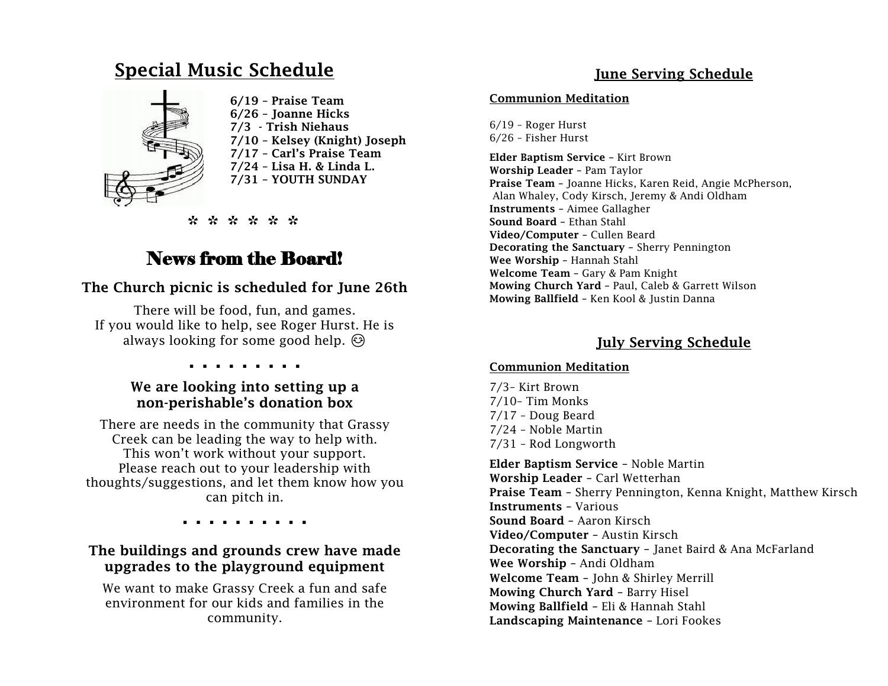## Special Music Schedule

**6/19 – Praise Team**
**6/26 – Joanne Hicks**
**7/3 - Trish Niehaus**
**7/10 – Kelsey (Knight) Joseph**
**7/17 – Carl's Praise Team**
**7/24 – Lisa H. & Linda L.**
**7/31 – YOUTH SUNDAY**

* * * * * *

## News from the Board!

### The Church picnic is scheduled for June 26th

There will be food, fun, and games.
If you would like to help, see Roger Hurst. He is always looking for some good help. 😊

. . . . . . . . .

### We are looking into setting up a non-perishable's donation box

There are needs in the community that Grassy Creek can be leading the way to help with. This won't work without your support. Please reach out to your leadership with thoughts/suggestions, and let them know how you can pitch in.

. . . . . . . . . .

### The buildings and grounds crew have made upgrades to the playground equipment

We want to make Grassy Creek a fun and safe environment for our kids and families in the community.

## June Serving Schedule

**Communion Meditation**

6/19 – Roger Hurst
6/26 – Fisher Hurst

**Elder Baptism Service** – Kirt Brown
**Worship Leader** – Pam Taylor
**Praise Team** – Joanne Hicks, Karen Reid, Angie McPherson, Alan Whaley, Cody Kirsch, Jeremy & Andi Oldham
**Instruments** – Aimee Gallagher
**Sound Board** – Ethan Stahl
**Video/Computer** – Cullen Beard
**Decorating the Sanctuary** – Sherry Pennington
**Wee Worship** – Hannah Stahl
**Welcome Team** – Gary & Pam Knight
**Mowing Church Yard** – Paul, Caleb & Garrett Wilson
**Mowing Ballfield** – Ken Kool & Justin Danna

## July Serving Schedule

**Communion Meditation**

7/3– Kirt Brown
7/10– Tim Monks
7/17 – Doug Beard
7/24 – Noble Martin
7/31 – Rod Longworth

**Elder Baptism Service** – Noble Martin
**Worship Leader** – Carl Wetterhan
**Praise Team** – Sherry Pennington, Kenna Knight, Matthew Kirsch
**Instruments** – Various
**Sound Board** – Aaron Kirsch
**Video/Computer** – Austin Kirsch
**Decorating the Sanctuary** – Janet Baird & Ana McFarland
**Wee Worship** – Andi Oldham
**Welcome Team** – John & Shirley Merrill
**Mowing Church Yard** – Barry Hisel
**Mowing Ballfield** – Eli & Hannah Stahl
**Landscaping Maintenance** – Lori Fookes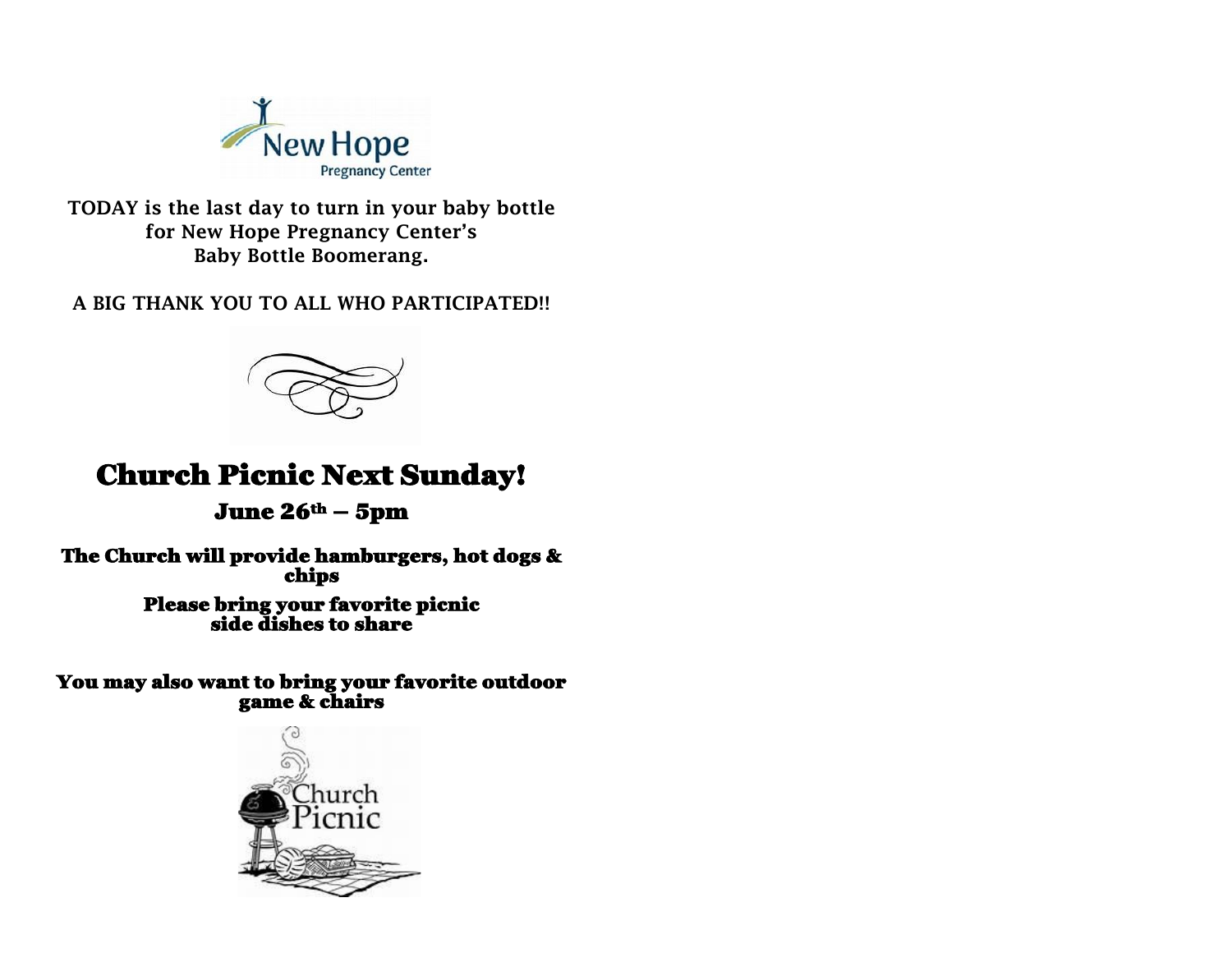New Hope Pregnancy Center

**TODAY is the last day to turn in your baby bottle for New Hope Pregnancy Center's Baby Bottle Boomerang.**

**A BIG THANK YOU TO ALL WHO PARTICIPATED!!**

# Church Picnic Next Sunday!

## June 26th – 5pm

**The Church will provide hamburgers, hot dogs & chips**

**Please bring your favorite picnic side dishes to share**

**You may also want to bring your favorite outdoor game & chairs**

Church Picnic